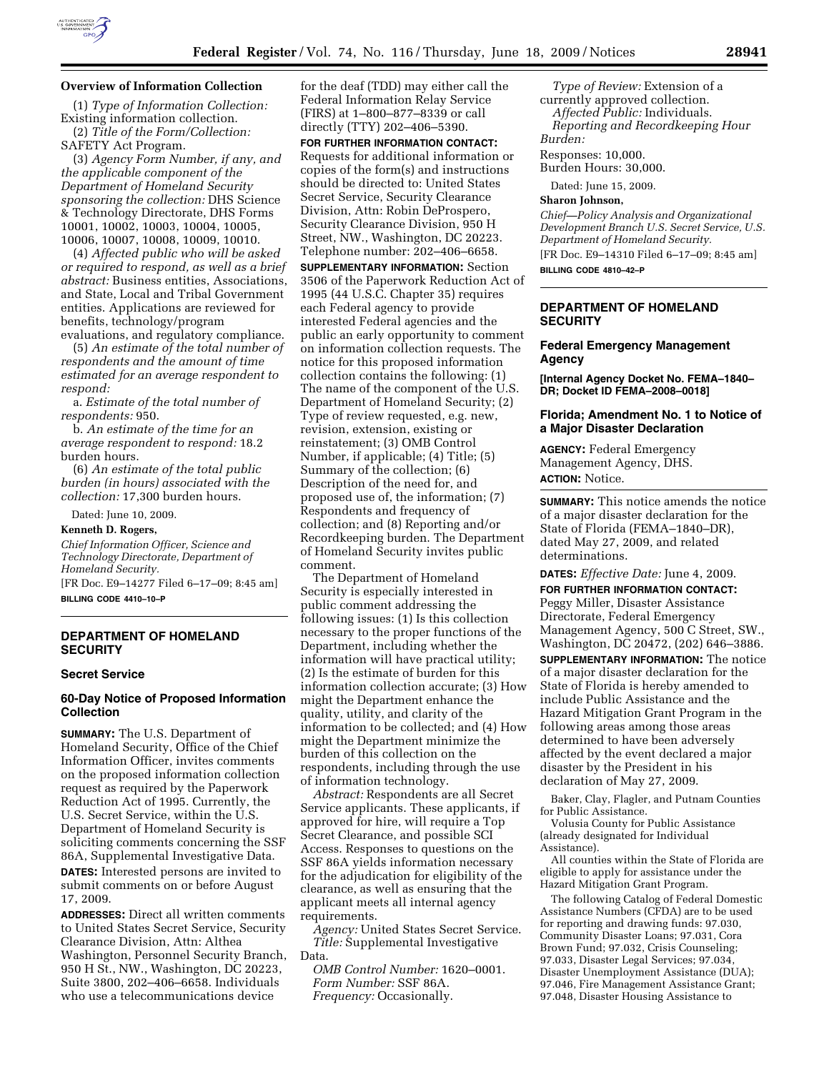## Overview of Information Collection

(1) *Type of Information Collection:* Existing information collection.

(2) *Title of the Form/Collection:* SAFETY Act Program.

(3) *Agency Form Number, if any, and the applicable component of the Department of Homeland Security sponsoring the collection:* DHS Science & Technology Directorate, DHS Forms 10001, 10002, 10003, 10004, 10005, 10006, 10007, 10008, 10009, 10010.

(4) *Affected public who will be asked or required to respond, as well as a brief abstract:* Business entities, Associations, and State, Local and Tribal Government entities. Applications are reviewed for benefits, technology/program evaluations, and regulatory compliance.

(5) *An estimate of the total number of respondents and the amount of time estimated for an average respondent to respond:*

a. *Estimate of the total number of respondents:* 950.

b. *An estimate of the time for an average respondent to respond:* 18.2 burden hours.

(6) *An estimate of the total public burden (in hours) associated with the collection:* 17,300 burden hours.

Dated: June 10, 2009.

**Kenneth D. Rogers,**

*Chief Information Officer, Science and Technology Directorate, Department of Homeland Security.*

[FR Doc. E9–14277 Filed 6–17–09; 8:45 am]

**BILLING CODE 4410–10–P**

## DEPARTMENT OF HOMELAND SECURITY

### Secret Service

### 60-Day Notice of Proposed Information Collection

**SUMMARY:** The U.S. Department of Homeland Security, Office of the Chief Information Officer, invites comments on the proposed information collection request as required by the Paperwork Reduction Act of 1995. Currently, the U.S. Secret Service, within the U.S. Department of Homeland Security is soliciting comments concerning the SSF 86A, Supplemental Investigative Data.

**DATES:** Interested persons are invited to submit comments on or before August 17, 2009.

**ADDRESSES:** Direct all written comments to United States Secret Service, Security Clearance Division, Attn: Althea Washington, Personnel Security Branch, 950 H St., NW., Washington, DC 20223, Suite 3800, 202–406–6658. Individuals who use a telecommunications device for the deaf (TDD) may either call the Federal Information Relay Service (FIRS) at 1–800–877–8339 or call directly (TTY) 202–406–5390.

**FOR FURTHER INFORMATION CONTACT:** Requests for additional information or copies of the form(s) and instructions should be directed to: United States Secret Service, Security Clearance Division, Attn: Robin DeProspero, Security Clearance Division, 950 H Street, NW., Washington, DC 20223. Telephone number: 202–406–6658.

**SUPPLEMENTARY INFORMATION:** Section 3506 of the Paperwork Reduction Act of 1995 (44 U.S.C. Chapter 35) requires each Federal agency to provide interested Federal agencies and the public an early opportunity to comment on information collection requests. The notice for this proposed information collection contains the following: (1) The name of the component of the U.S. Department of Homeland Security; (2) Type of review requested, e.g. new, revision, extension, existing or reinstatement; (3) OMB Control Number, if applicable; (4) Title; (5) Summary of the collection; (6) Description of the need for, and proposed use of, the information; (7) Respondents and frequency of collection; and (8) Reporting and/or Recordkeeping burden. The Department of Homeland Security invites public comment.

The Department of Homeland Security is especially interested in public comment addressing the following issues: (1) Is this collection necessary to the proper functions of the Department, including whether the information will have practical utility; (2) Is the estimate of burden for this information collection accurate; (3) How might the Department enhance the quality, utility, and clarity of the information to be collected; and (4) How might the Department minimize the burden of this collection on the respondents, including through the use of information technology.

*Abstract:* Respondents are all Secret Service applicants. These applicants, if approved for hire, will require a Top Secret Clearance, and possible SCI Access. Responses to questions on the SSF 86A yields information necessary for the adjudication for eligibility of the clearance, as well as ensuring that the applicant meets all internal agency requirements.

*Agency:* United States Secret Service.

*Title:* Supplemental Investigative Data.

*OMB Control Number:* 1620–0001.

*Form Number:* SSF 86A.

*Frequency:* Occasionally.

*Type of Review:* Extension of a currently approved collection.

*Affected Public:* Individuals.

*Reporting and Recordkeeping Hour Burden:*

Responses: 10,000.

Burden Hours: 30,000.

Dated: June 15, 2009.

**Sharon Johnson,**

*Chief—Policy Analysis and Organizational Development Branch U.S. Secret Service, U.S. Department of Homeland Security.*

[FR Doc. E9–14310 Filed 6–17–09; 8:45 am]

**BILLING CODE 4810–42–P**

## DEPARTMENT OF HOMELAND SECURITY

### Federal Emergency Management Agency

**[Internal Agency Docket No. FEMA–1840–DR; Docket ID FEMA–2008–0018]**

### Florida; Amendment No. 1 to Notice of a Major Disaster Declaration

**AGENCY:** Federal Emergency Management Agency, DHS.

**ACTION:** Notice.

**SUMMARY:** This notice amends the notice of a major disaster declaration for the State of Florida (FEMA–1840–DR), dated May 27, 2009, and related determinations.

**DATES:** *Effective Date:* June 4, 2009.

**FOR FURTHER INFORMATION CONTACT:** Peggy Miller, Disaster Assistance Directorate, Federal Emergency Management Agency, 500 C Street, SW., Washington, DC 20472, (202) 646–3886.

**SUPPLEMENTARY INFORMATION:** The notice of a major disaster declaration for the State of Florida is hereby amended to include Public Assistance and the Hazard Mitigation Grant Program in the following areas among those areas determined to have been adversely affected by the event declared a major disaster by the President in his declaration of May 27, 2009.

Baker, Clay, Flagler, and Putnam Counties for Public Assistance.

Volusia County for Public Assistance (already designated for Individual Assistance).

All counties within the State of Florida are eligible to apply for assistance under the Hazard Mitigation Grant Program.

The following Catalog of Federal Domestic Assistance Numbers (CFDA) are to be used for reporting and drawing funds: 97.030, Community Disaster Loans; 97.031, Cora Brown Fund; 97.032, Crisis Counseling; 97.033, Disaster Legal Services; 97.034, Disaster Unemployment Assistance (DUA); 97.046, Fire Management Assistance Grant; 97.048, Disaster Housing Assistance to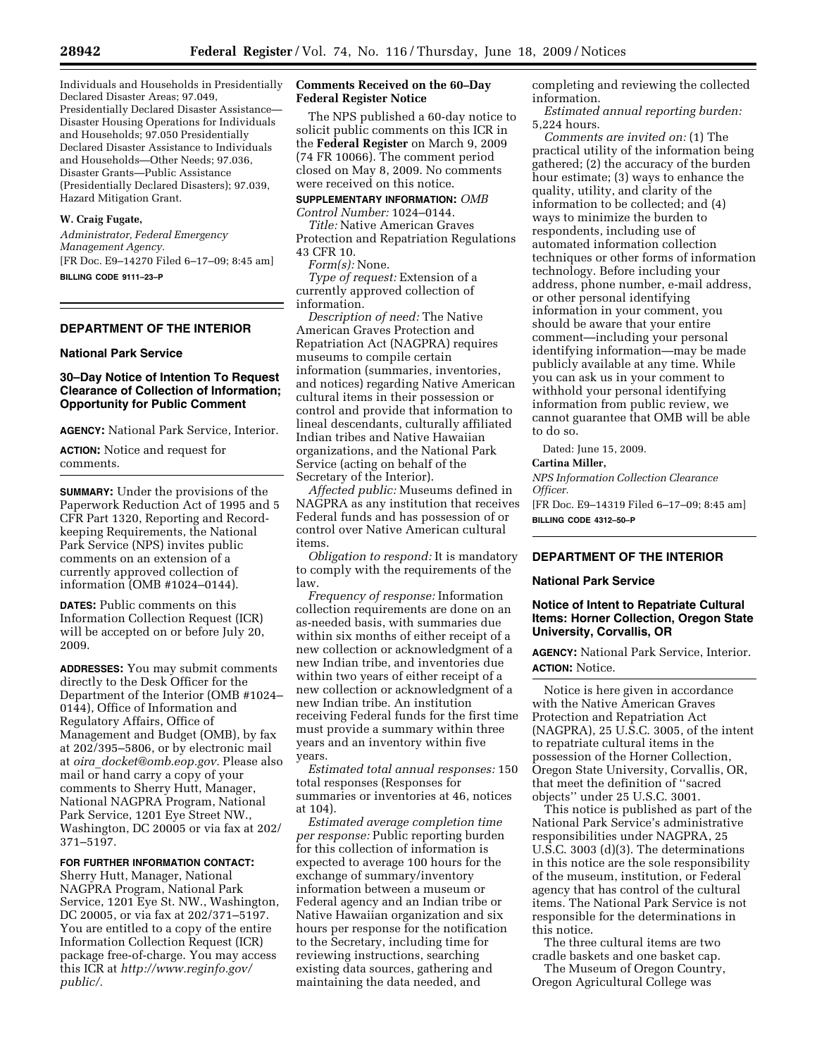Individuals and Households in Presidentially Declared Disaster Areas; 97.049, Presidentially Declared Disaster Assistance—Disaster Housing Operations for Individuals and Households; 97.050 Presidentially Declared Disaster Assistance to Individuals and Households—Other Needs; 97.036, Disaster Grants—Public Assistance (Presidentially Declared Disasters); 97.039, Hazard Mitigation Grant.

**W. Craig Fugate,**

*Administrator, Federal Emergency Management Agency.*

[FR Doc. E9–14270 Filed 6–17–09; 8:45 am]

**BILLING CODE 9111–23–P**

## DEPARTMENT OF THE INTERIOR

### National Park Service

### 30–Day Notice of Intention To Request Clearance of Collection of Information; Opportunity for Public Comment

**AGENCY:** National Park Service, Interior.

**ACTION:** Notice and request for comments.

**SUMMARY:** Under the provisions of the Paperwork Reduction Act of 1995 and 5 CFR Part 1320, Reporting and Record-keeping Requirements, the National Park Service (NPS) invites public comments on an extension of a currently approved collection of information (OMB #1024–0144).

**DATES:** Public comments on this Information Collection Request (ICR) will be accepted on or before July 20, 2009.

**ADDRESSES:** You may submit comments directly to the Desk Officer for the Department of the Interior (OMB #1024–0144), Office of Information and Regulatory Affairs, Office of Management and Budget (OMB), by fax at 202/395–5806, or by electronic mail at *oira_docket@omb.eop.gov.* Please also mail or hand carry a copy of your comments to Sherry Hutt, Manager, National NAGPRA Program, National Park Service, 1201 Eye Street NW., Washington, DC 20005 or via fax at 202/371–5197.

**FOR FURTHER INFORMATION CONTACT:** Sherry Hutt, Manager, National NAGPRA Program, National Park Service, 1201 Eye St. NW., Washington, DC 20005, or via fax at 202/371–5197. You are entitled to a copy of the entire Information Collection Request (ICR) package free-of-charge. You may access this ICR at *http://www.reginfo.gov/public/.*

**Comments Received on the 60–Day Federal Register Notice**

The NPS published a 60-day notice to solicit public comments on this ICR in the **Federal Register** on March 9, 2009 (74 FR 10066). The comment period closed on May 8, 2009. No comments were received on this notice.

**SUPPLEMENTARY INFORMATION:** *OMB Control Number:* 1024–0144.

*Title:* Native American Graves Protection and Repatriation Regulations 43 CFR 10.

*Form(s):* None.

*Type of request:* Extension of a currently approved collection of information.

*Description of need:* The Native American Graves Protection and Repatriation Act (NAGPRA) requires museums to compile certain information (summaries, inventories, and notices) regarding Native American cultural items in their possession or control and provide that information to lineal descendants, culturally affiliated Indian tribes and Native Hawaiian organizations, and the National Park Service (acting on behalf of the Secretary of the Interior).

*Affected public:* Museums defined in NAGPRA as any institution that receives Federal funds and has possession of or control over Native American cultural items.

*Obligation to respond:* It is mandatory to comply with the requirements of the law.

*Frequency of response:* Information collection requirements are done on an as-needed basis, with summaries due within six months of either receipt of a new collection or acknowledgment of a new Indian tribe, and inventories due within two years of either receipt of a new collection or acknowledgment of a new Indian tribe. An institution receiving Federal funds for the first time must provide a summary within three years and an inventory within five years.

*Estimated total annual responses:* 150 total responses (Responses for summaries or inventories at 46, notices at 104).

*Estimated average completion time per response:* Public reporting burden for this collection of information is expected to average 100 hours for the exchange of summary/inventory information between a museum or Federal agency and an Indian tribe or Native Hawaiian organization and six hours per response for the notification to the Secretary, including time for reviewing instructions, searching existing data sources, gathering and maintaining the data needed, and completing and reviewing the collected information.

*Estimated annual reporting burden:* 5,224 hours.

*Comments are invited on:* (1) The practical utility of the information being gathered; (2) the accuracy of the burden hour estimate; (3) ways to enhance the quality, utility, and clarity of the information to be collected; and (4) ways to minimize the burden to respondents, including use of automated information collection techniques or other forms of information technology. Before including your address, phone number, e-mail address, or other personal identifying information in your comment, you should be aware that your entire comment—including your personal identifying information—may be made publicly available at any time. While you can ask us in your comment to withhold your personal identifying information from public review, we cannot guarantee that OMB will be able to do so.

Dated: June 15, 2009.

**Cartina Miller,**

*NPS Information Collection Clearance Officer.*

[FR Doc. E9–14319 Filed 6–17–09; 8:45 am]

**BILLING CODE 4312–50–P**

## DEPARTMENT OF THE INTERIOR

### National Park Service

### Notice of Intent to Repatriate Cultural Items: Horner Collection, Oregon State University, Corvallis, OR

**AGENCY:** National Park Service, Interior.

**ACTION:** Notice.

Notice is here given in accordance with the Native American Graves Protection and Repatriation Act (NAGPRA), 25 U.S.C. 3005, of the intent to repatriate cultural items in the possession of the Horner Collection, Oregon State University, Corvallis, OR, that meet the definition of ''sacred objects'' under 25 U.S.C. 3001.

This notice is published as part of the National Park Service's administrative responsibilities under NAGPRA, 25 U.S.C. 3003 (d)(3). The determinations in this notice are the sole responsibility of the museum, institution, or Federal agency that has control of the cultural items. The National Park Service is not responsible for the determinations in this notice.

The three cultural items are two cradle baskets and one basket cap.

The Museum of Oregon Country, Oregon Agricultural College was